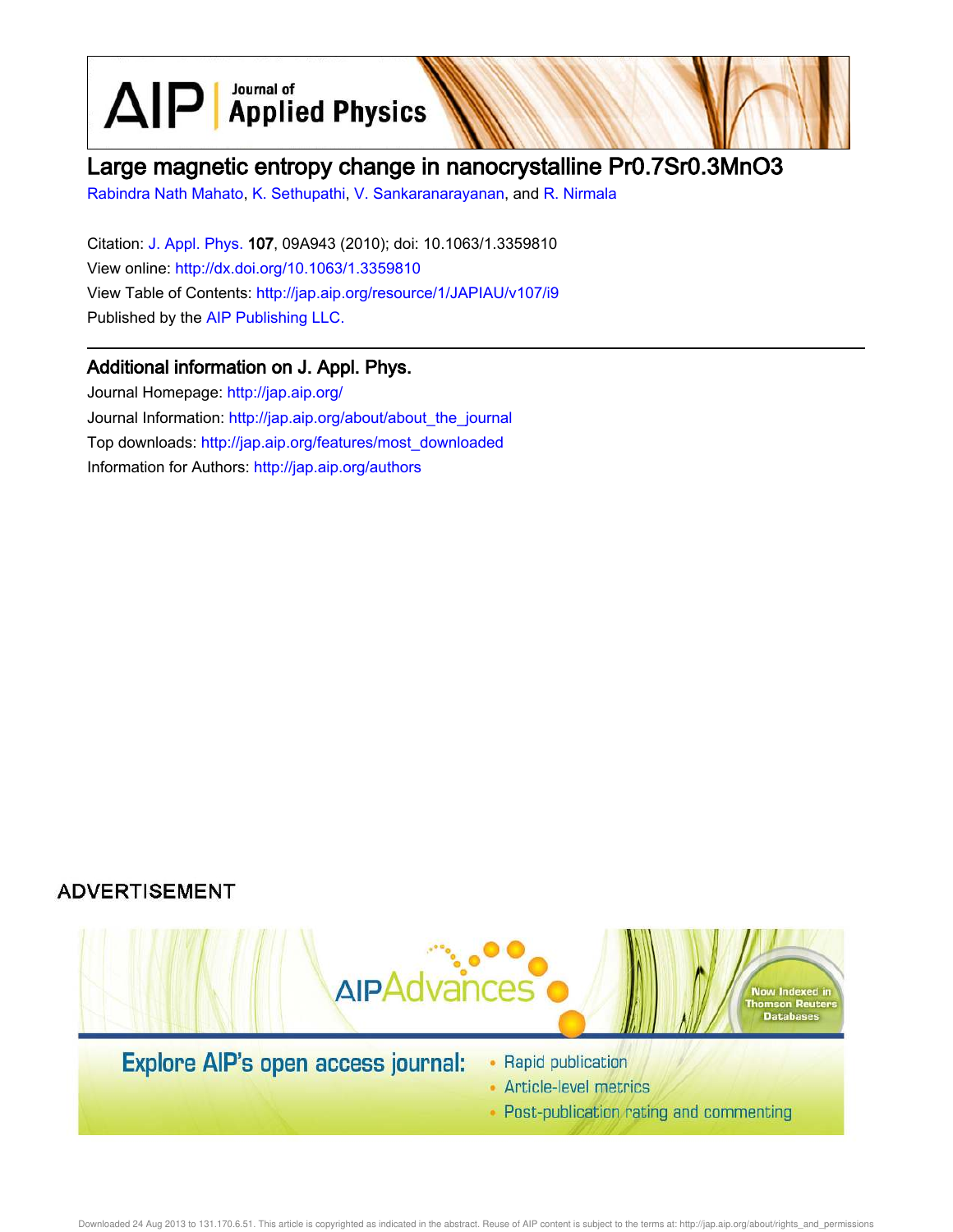# Large magnetic entropy change in nanocrystalline $Pr_{0.7}Sr_{0.3}MnO_3$

Rabindra Nath Mahato, K. Sethupathi, V. Sankaranarayanan, and R. Nirmala

Citation: J. Appl. Phys. **107**, 09A943 (2010); doi: 10.1063/1.3359810

View online: http://dx.doi.org/10.1063/1.3359810

View Table of Contents: http://jap.aip.org/resource/1/JAPIAU/v107/i9

Published by the AIP Publishing LLC.

## Additional information on J. Appl. Phys.

Journal Homepage: http://jap.aip.org/

Journal Information: http://jap.aip.org/about/about_the_journal

Top downloads: http://jap.aip.org/features/most_downloaded

Information for Authors: http://jap.aip.org/authors

ADVERTISEMENT

AIPAdvances

Now Indexed in Thomson Reuters Databases

Explore AIP's open access journal:

- Rapid publication
- Article-level metrics
- Post-publication rating and commenting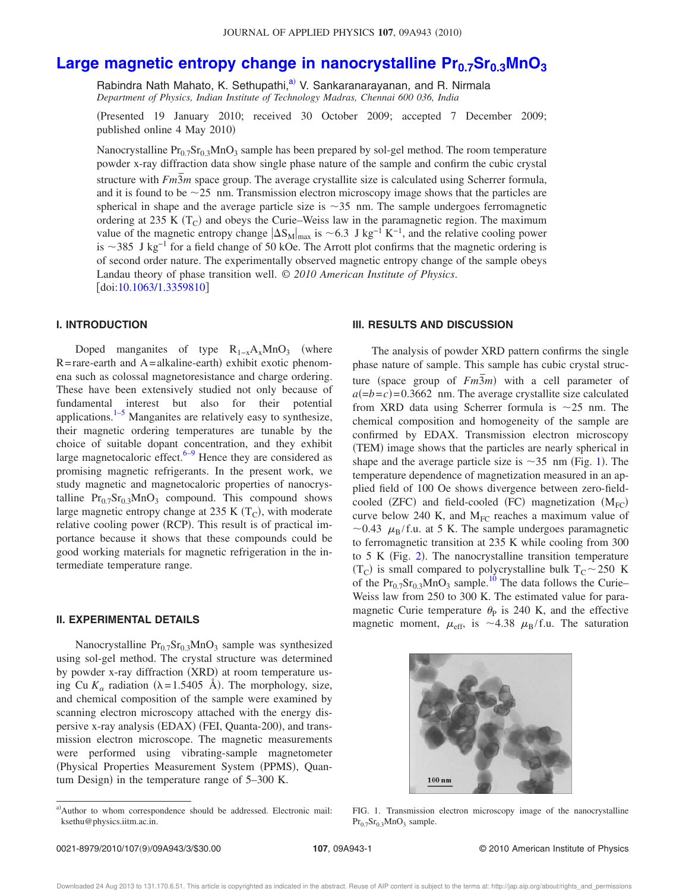# Large magnetic entropy change in nanocrystalline $Pr_{0.7}Sr_{0.3}MnO_3$

Rabindra Nath Mahato, K. Sethupathi,[a] V. Sankaranarayanan, and R. Nirmala

*Department of Physics, Indian Institute of Technology Madras, Chennai 600 036, India*

(Presented 19 January 2010; received 30 October 2009; accepted 7 December 2009; published online 4 May 2010)

Nanocrystalline $Pr_{0.7}Sr_{0.3}MnO_3$ sample has been prepared by sol-gel method. The room temperature powder x-ray diffraction data show single phase nature of the sample and confirm the cubic crystal structure with $Fm\bar{3}m$ space group. The average crystallite size is calculated using Scherrer formula, and it is found to be ~25 nm. Transmission electron microscopy image shows that the particles are spherical in shape and the average particle size is ~35 nm. The sample undergoes ferromagnetic ordering at 235 K ($T_C$) and obeys the Curie–Weiss law in the paramagnetic region. The maximum value of the magnetic entropy change $|\Delta S_M|_{max}$ is ~6.3 J kg$^{-1}$ K$^{-1}$, and the relative cooling power is ~385 J kg$^{-1}$ for a field change of 50 kOe. The Arrott plot confirms that the magnetic ordering is of second order nature. The experimentally observed magnetic entropy change of the sample obeys Landau theory of phase transition well. © *2010 American Institute of Physics*. [doi:10.1063/1.3359810]

## I. INTRODUCTION

Doped manganites of type $R_{1-x}A_xMnO_3$ (where R=rare-earth and A=alkaline-earth) exhibit exotic phenomena such as colossal magnetoresistance and charge ordering. These have been extensively studied not only because of fundamental interest but also for their potential applications.[1–5] Manganites are relatively easy to synthesize, their magnetic ordering temperatures are tunable by the choice of suitable dopant concentration, and they exhibit large magnetocaloric effect.[6–9] Hence they are considered as promising magnetic refrigerants. In the present work, we study magnetic and magnetocaloric properties of nanocrystalline $Pr_{0.7}Sr_{0.3}MnO_3$ compound. This compound shows large magnetic entropy change at 235 K ($T_C$), with moderate relative cooling power (RCP). This result is of practical importance because it shows that these compounds could be good working materials for magnetic refrigeration in the intermediate temperature range.

## II. EXPERIMENTAL DETAILS

Nanocrystalline $Pr_{0.7}Sr_{0.3}MnO_3$ sample was synthesized using sol-gel method. The crystal structure was determined by powder x-ray diffraction (XRD) at room temperature using Cu $K_\alpha$ radiation ($\lambda$=1.5405 Å). The morphology, size, and chemical composition of the sample were examined by scanning electron microscopy attached with the energy dispersive x-ray analysis (EDAX) (FEI, Quanta-200), and transmission electron microscope. The magnetic measurements were performed using vibrating-sample magnetometer (Physical Properties Measurement System (PPMS), Quantum Design) in the temperature range of 5–300 K.

## III. RESULTS AND DISCUSSION

The analysis of powder XRD pattern confirms the single phase nature of sample. This sample has cubic crystal structure (space group of $Fm\bar{3}m$) with a cell parameter of $a(=b=c)=0.3662$ nm. The average crystallite size calculated from XRD data using Scherrer formula is ~25 nm. The chemical composition and homogeneity of the sample are confirmed by EDAX. Transmission electron microscopy (TEM) image shows that the particles are nearly spherical in shape and the average particle size is ~35 nm (Fig. 1). The temperature dependence of magnetization measured in an applied field of 100 Oe shows divergence between zero-field-cooled (ZFC) and field-cooled (FC) magnetization ($M_{FC}$) curve below 240 K, and $M_{FC}$ reaches a maximum value of ~0.43 $\mu_B$/f.u. at 5 K. The sample undergoes paramagnetic to ferromagnetic transition at 235 K while cooling from 300 to 5 K (Fig. 2). The nanocrystalline transition temperature ($T_C$) is small compared to polycrystalline bulk $T_C$ ~ 250 K of the $Pr_{0.7}Sr_{0.3}MnO_3$ sample.[10] The data follows the Curie–Weiss law from 250 to 300 K. The estimated value for paramagnetic Curie temperature $\theta_P$ is 240 K, and the effective magnetic moment, $\mu_{eff}$, is ~4.38 $\mu_B$/f.u. The saturation

FIG. 1. Transmission electron microscopy image of the nanocrystalline $Pr_{0.7}Sr_{0.3}MnO_3$ sample.

[a]Author to whom correspondence should be addressed. Electronic mail: ksethu@physics.iitm.ac.in.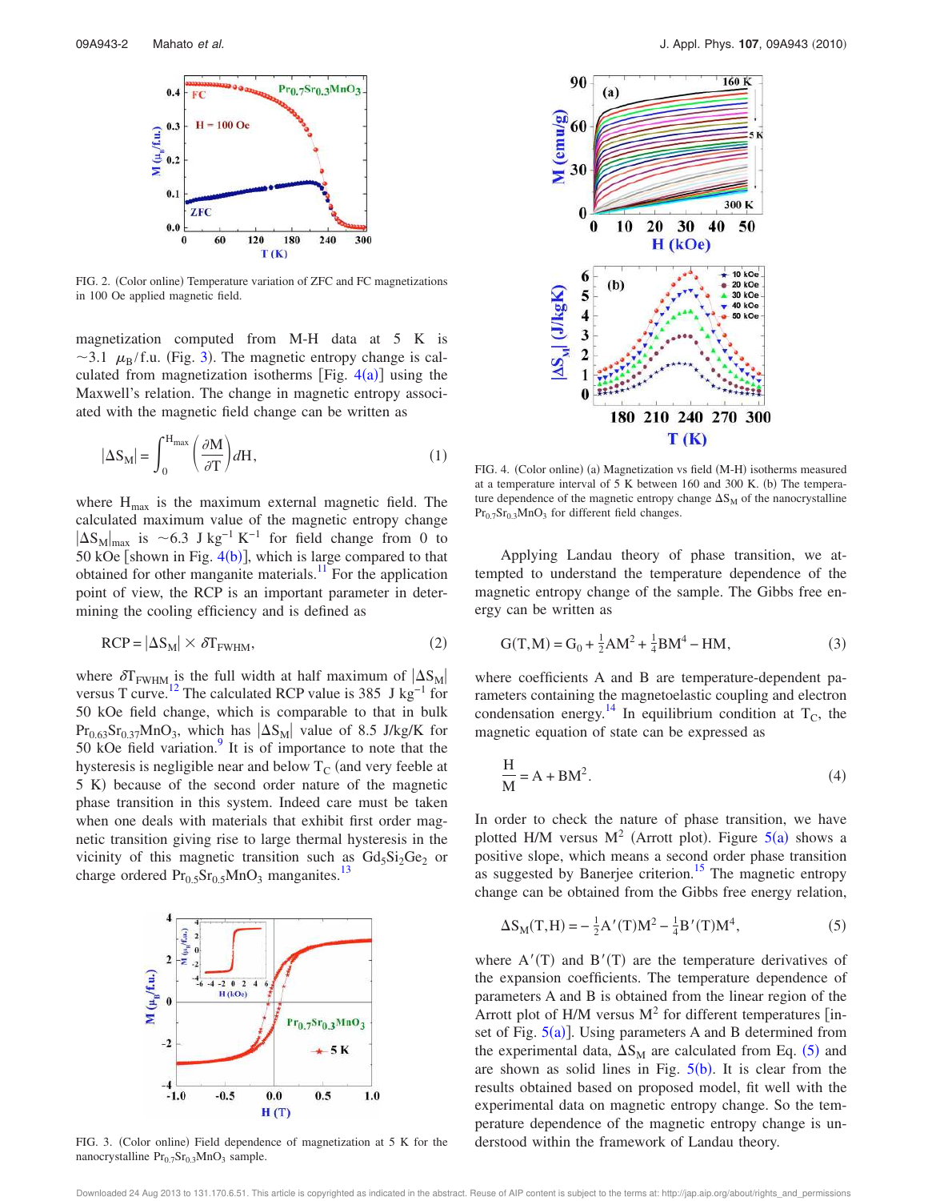FIG. 2. (Color online) Temperature variation of ZFC and FC magnetizations in 100 Oe applied magnetic field.

magnetization computed from M-H data at 5 K is ~3.1 $\mu_B$/f.u. (Fig. 3). The magnetic entropy change is calculated from magnetization isotherms [Fig. 4(a)] using the Maxwell's relation. The change in magnetic entropy associated with the magnetic field change can be written as

$$|\Delta S_M| = \int_0^{H_{max}} \left(\frac{\partial M}{\partial T}\right) dH, \tag{1}$$

where $H_{max}$ is the maximum external magnetic field. The calculated maximum value of the magnetic entropy change $|\Delta S_M|_{max}$ is ~6.3 J kg$^{-1}$ K$^{-1}$ for field change from 0 to 50 kOe [shown in Fig. 4(b)], which is large compared to that obtained for other manganite materials.[11] For the application point of view, the RCP is an important parameter in determining the cooling efficiency and is defined as

$$\mathrm{RCP} = |\Delta S_M| \times \delta T_{FWHM}, \tag{2}$$

where $\delta T_{FWHM}$ is the full width at half maximum of $|\Delta S_M|$ versus T curve.[12] The calculated RCP value is 385 J kg$^{-1}$ for 50 kOe field change, which is comparable to that in bulk $Pr_{0.63}Sr_{0.37}MnO_3$, which has $|\Delta S_M|$ value of 8.5 J/kg/K for 50 kOe field variation.[9] It is of importance to note that the hysteresis is negligible near and below $T_C$ (and very feeble at 5 K) because of the second order nature of the magnetic phase transition in this system. Indeed care must be taken when one deals with materials that exhibit first order magnetic transition giving rise to large thermal hysteresis in the vicinity of this magnetic transition such as $Gd_5Si_2Ge_2$ or charge ordered $Pr_{0.5}Sr_{0.5}MnO_3$ manganites.[13]

FIG. 3. (Color online) Field dependence of magnetization at 5 K for the nanocrystalline $Pr_{0.7}Sr_{0.3}MnO_3$ sample.

FIG. 4. (Color online) (a) Magnetization vs field (M-H) isotherms measured at a temperature interval of 5 K between 160 and 300 K. (b) The temperature dependence of the magnetic entropy change $\Delta S_M$ of the nanocrystalline $Pr_{0.7}Sr_{0.3}MnO_3$ for different field changes.

Applying Landau theory of phase transition, we attempted to understand the temperature dependence of the magnetic entropy change of the sample. The Gibbs free energy can be written as

$$G(T,M) = G_0 + \tfrac{1}{2}AM^2 + \tfrac{1}{4}BM^4 - HM, \tag{3}$$

where coefficients A and B are temperature-dependent parameters containing the magnetoelastic coupling and electron condensation energy.[14] In equilibrium condition at $T_C$, the magnetic equation of state can be expressed as

$$\frac{H}{M} = A + BM^2. \tag{4}$$

In order to check the nature of phase transition, we have plotted H/M versus $M^2$ (Arrott plot). Figure 5(a) shows a positive slope, which means a second order phase transition as suggested by Banerjee criterion.[15] The magnetic entropy change can be obtained from the Gibbs free energy relation,

$$\Delta S_M(T,H) = -\tfrac{1}{2}A'(T)M^2 - \tfrac{1}{4}B'(T)M^4, \tag{5}$$

where $A'(T)$ and $B'(T)$ are the temperature derivatives of the expansion coefficients. The temperature dependence of parameters A and B is obtained from the linear region of the Arrott plot of H/M versus $M^2$ for different temperatures [inset of Fig. 5(a)]. Using parameters A and B determined from the experimental data, $\Delta S_M$ are calculated from Eq. (5) and are shown as solid lines in Fig. 5(b). It is clear from the results obtained based on proposed model, fit well with the experimental data on magnetic entropy change. So the temperature dependence of the magnetic entropy change is understood within the framework of Landau theory.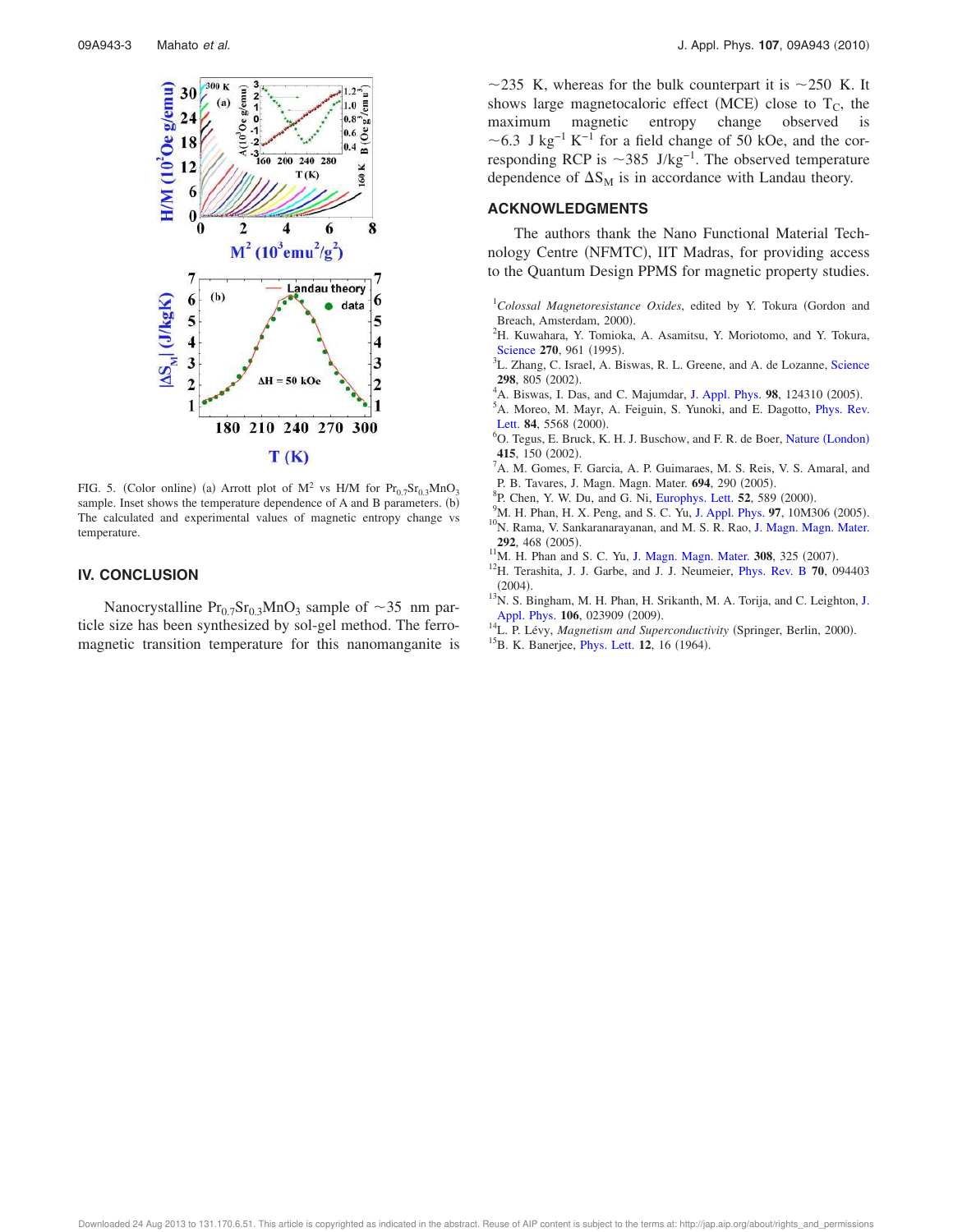300 K

(a)

H/M ($10^2$Oe g/emu)

30
24
18
12
6
0

0 2 4 6 8

$M^2$ ($10^3$emu$^2$/g$^2$)

A($10^3$Oe g/emu)

B (Oe g$^3$/emu$^3$)

160 200 240 280

T (K)

160 K

(b)

Landau theory

data

$|\Delta S_M|$ (J/kgK)

$\Delta H$ = 50 kOe

180 210 240 270 300

T (K)

FIG. 5. (Color online) (a) Arrott plot of $M^2$ vs H/M for $Pr_{0.7}Sr_{0.3}MnO_3$ sample. Inset shows the temperature dependence of A and B parameters. (b) The calculated and experimental values of magnetic entropy change vs temperature.

## IV. CONCLUSION

Nanocrystalline $Pr_{0.7}Sr_{0.3}MnO_3$ sample of ~35 nm particle size has been synthesized by sol-gel method. The ferromagnetic transition temperature for this nanomanganite is ~235 K, whereas for the bulk counterpart it is ~250 K. It shows large magnetocaloric effect (MCE) close to $T_C$, the maximum magnetic entropy change observed is ~6.3 J $kg^{-1}$ $K^{-1}$ for a field change of 50 kOe, and the corresponding RCP is ~385 J/$kg^{-1}$. The observed temperature dependence of $\Delta S_M$ is in accordance with Landau theory.

## ACKNOWLEDGMENTS

The authors thank the Nano Functional Material Technology Centre (NFMTC), IIT Madras, for providing access to the Quantum Design PPMS for magnetic property studies.

[1] *Colossal Magnetoresistance Oxides*, edited by Y. Tokura (Gordon and Breach, Amsterdam, 2000).
[2] H. Kuwahara, Y. Tomioka, A. Asamitsu, Y. Moriotomo, and Y. Tokura, Science **270**, 961 (1995).
[3] L. Zhang, C. Israel, A. Biswas, R. L. Greene, and A. de Lozanne, Science **298**, 805 (2002).
[4] A. Biswas, I. Das, and C. Majumdar, J. Appl. Phys. **98**, 124310 (2005).
[5] A. Moreo, M. Mayr, A. Feiguin, S. Yunoki, and E. Dagotto, Phys. Rev. Lett. **84**, 5568 (2000).
[6] O. Tegus, E. Bruck, K. H. J. Buschow, and F. R. de Boer, Nature (London) **415**, 150 (2002).
[7] A. M. Gomes, F. Garcia, A. P. Guimaraes, M. S. Reis, V. S. Amaral, and P. B. Tavares, J. Magn. Magn. Mater. **694**, 290 (2005).
[8] P. Chen, Y. W. Du, and G. Ni, Europhys. Lett. **52**, 589 (2000).
[9] M. H. Phan, H. X. Peng, and S. C. Yu, J. Appl. Phys. **97**, 10M306 (2005).
[10] N. Rama, V. Sankaranarayanan, and M. S. R. Rao, J. Magn. Magn. Mater. **292**, 468 (2005).
[11] M. H. Phan and S. C. Yu, J. Magn. Magn. Mater. **308**, 325 (2007).
[12] H. Terashita, J. J. Garbe, and J. J. Neumeier, Phys. Rev. B **70**, 094403 (2004).
[13] N. S. Bingham, M. H. Phan, H. Srikanth, M. A. Torija, and C. Leighton, J. Appl. Phys. **106**, 023909 (2009).
[14] L. P. Lévy, *Magnetism and Superconductivity* (Springer, Berlin, 2000).
[15] B. K. Banerjee, Phys. Lett. **12**, 16 (1964).